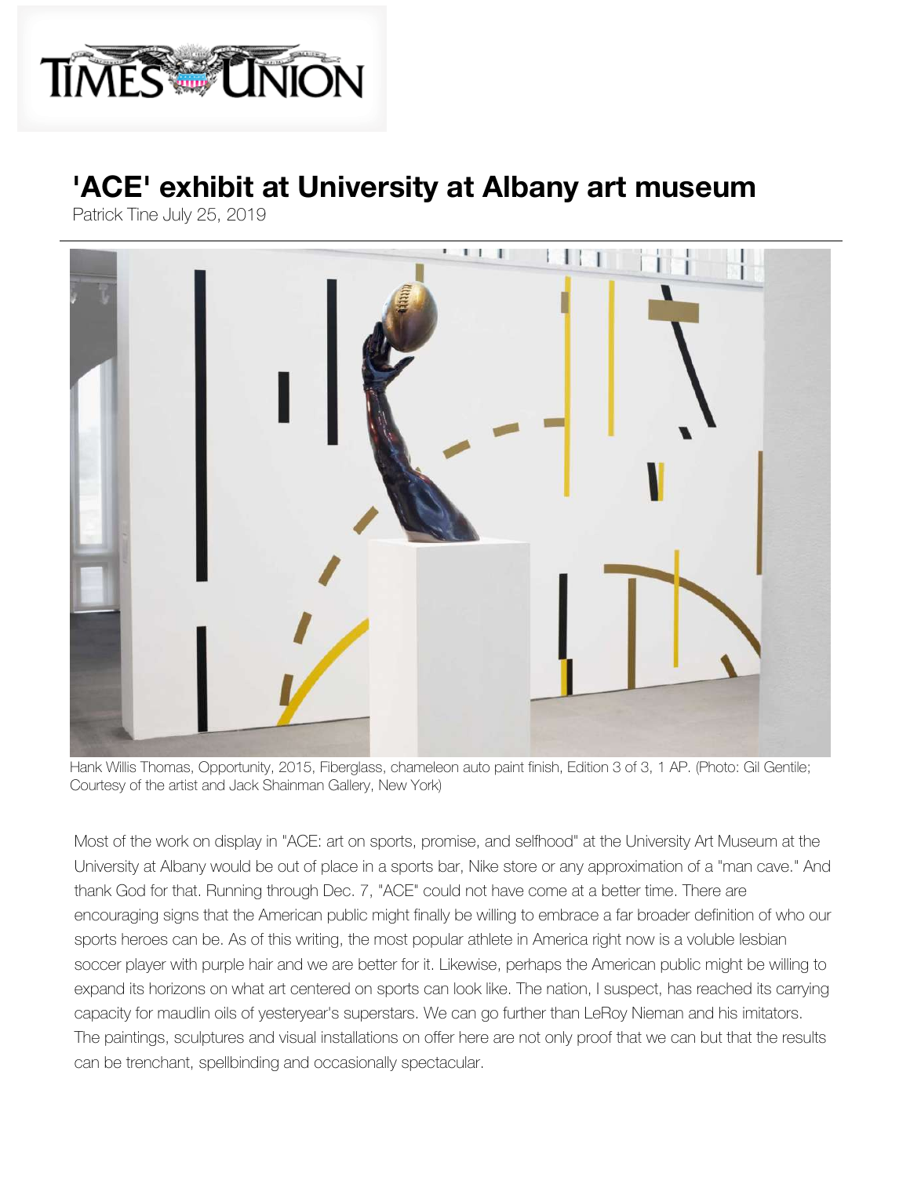# 'ACE' exhibit at University at Albany art museum

Patrick Tine July 25, 2019

Hank Willis Thomas, Opportunity, 2015, Fiberglass, chameleon auto paint finish, Edition 3 of 3, 1 AP. (Photo: Gil Gentile; Courtesy of the artist and Jack Shainman Gallery, New York)

Most of the work on display in "ACE: art on sports, promise, and selfhood" at the University Art Museum at the University at Albany would be out of place in a sports bar, Nike store or any approximation of a "man cave." And thank God for that. Running through Dec. 7, "ACE" could not have come at a better time. There are encouraging signs that the American public might finally be willing to embrace a far broader definition of who our sports heroes can be. As of this writing, the most popular athlete in America right now is a voluble lesbian soccer player with purple hair and we are better for it. Likewise, perhaps the American public might be willing to expand its horizons on what art centered on sports can look like. The nation, I suspect, has reached its carrying capacity for maudlin oils of yesteryear's superstars. We can go further than LeRoy Nieman and his imitators. The paintings, sculptures and visual installations on offer here are not only proof that we can but that the results can be trenchant, spellbinding and occasionally spectacular.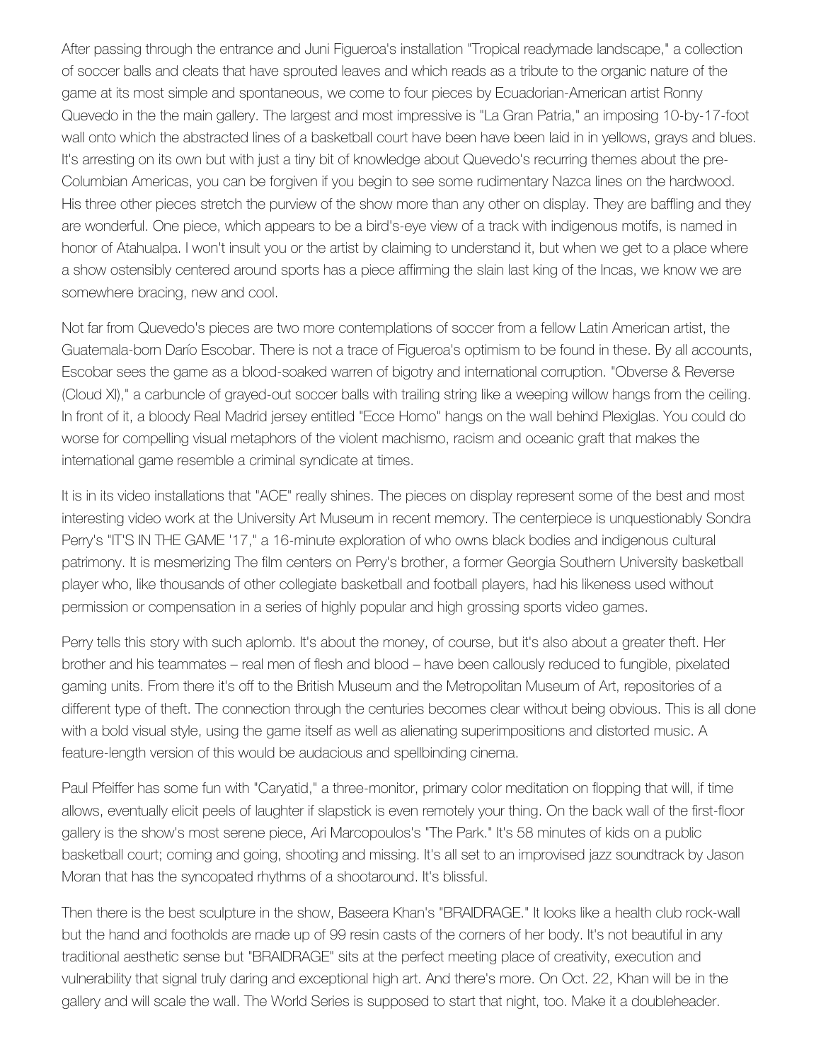After passing through the entrance and Juni Figueroa's installation "Tropical readymade landscape," a collection of soccer balls and cleats that have sprouted leaves and which reads as a tribute to the organic nature of the game at its most simple and spontaneous, we come to four pieces by Ecuadorian-American artist Ronny Quevedo in the the main gallery. The largest and most impressive is "La Gran Patria," an imposing 10-by-17-foot wall onto which the abstracted lines of a basketball court have been have been laid in in yellows, grays and blues. It's arresting on its own but with just a tiny bit of knowledge about Quevedo's recurring themes about the pre-Columbian Americas, you can be forgiven if you begin to see some rudimentary Nazca lines on the hardwood. His three other pieces stretch the purview of the show more than any other on display. They are baffling and they are wonderful. One piece, which appears to be a bird's-eye view of a track with indigenous motifs, is named in honor of Atahualpa. I won't insult you or the artist by claiming to understand it, but when we get to a place where a show ostensibly centered around sports has a piece affirming the slain last king of the Incas, we know we are somewhere bracing, new and cool.

Not far from Quevedo's pieces are two more contemplations of soccer from a fellow Latin American artist, the Guatemala-born Darío Escobar. There is not a trace of Figueroa's optimism to be found in these. By all accounts, Escobar sees the game as a blood-soaked warren of bigotry and international corruption. "Obverse & Reverse (Cloud XI)," a carbuncle of grayed-out soccer balls with trailing string like a weeping willow hangs from the ceiling. In front of it, a bloody Real Madrid jersey entitled "Ecce Homo" hangs on the wall behind Plexiglas. You could do worse for compelling visual metaphors of the violent machismo, racism and oceanic graft that makes the international game resemble a criminal syndicate at times.

It is in its video installations that "ACE" really shines. The pieces on display represent some of the best and most interesting video work at the University Art Museum in recent memory. The centerpiece is unquestionably Sondra Perry's "IT'S IN THE GAME '17," a 16-minute exploration of who owns black bodies and indigenous cultural patrimony. It is mesmerizing The film centers on Perry's brother, a former Georgia Southern University basketball player who, like thousands of other collegiate basketball and football players, had his likeness used without permission or compensation in a series of highly popular and high grossing sports video games.

Perry tells this story with such aplomb. It's about the money, of course, but it's also about a greater theft. Her brother and his teammates – real men of flesh and blood – have been callously reduced to fungible, pixelated gaming units. From there it's off to the British Museum and the Metropolitan Museum of Art, repositories of a different type of theft. The connection through the centuries becomes clear without being obvious. This is all done with a bold visual style, using the game itself as well as alienating superimpositions and distorted music. A feature-length version of this would be audacious and spellbinding cinema.

Paul Pfeiffer has some fun with "Caryatid," a three-monitor, primary color meditation on flopping that will, if time allows, eventually elicit peels of laughter if slapstick is even remotely your thing. On the back wall of the first-floor gallery is the show's most serene piece, Ari Marcopoulos's "The Park." It's 58 minutes of kids on a public basketball court; coming and going, shooting and missing. It's all set to an improvised jazz soundtrack by Jason Moran that has the syncopated rhythms of a shootaround. It's blissful.

Then there is the best sculpture in the show, Baseera Khan's "BRAIDRAGE." It looks like a health club rock-wall but the hand and footholds are made up of 99 resin casts of the corners of her body. It's not beautiful in any traditional aesthetic sense but "BRAIDRAGE" sits at the perfect meeting place of creativity, execution and vulnerability that signal truly daring and exceptional high art. And there's more. On Oct. 22, Khan will be in the gallery and will scale the wall. The World Series is supposed to start that night, too. Make it a doubleheader.